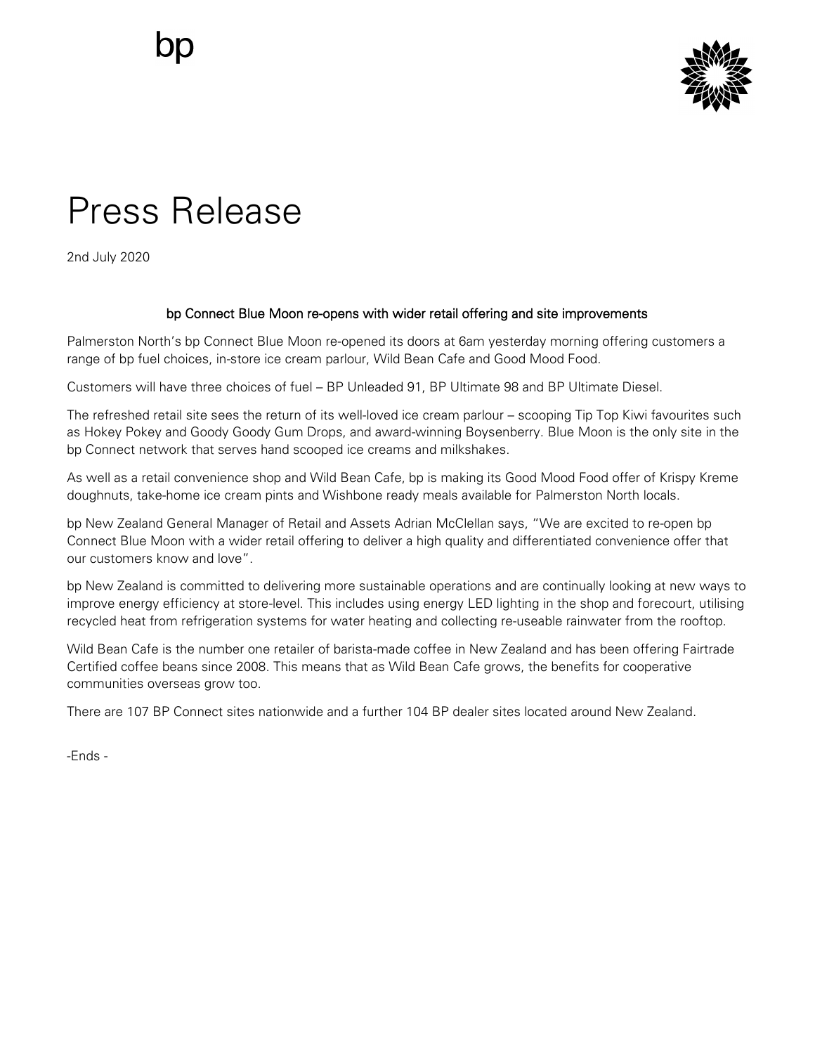bp

# Press Release

2nd July 2020

## bp Connect Blue Moon re-opens with wider retail offering and site improvements

Palmerston North's bp Connect Blue Moon re-opened its doors at 6am yesterday morning offering customers a range of bp fuel choices, in-store ice cream parlour, Wild Bean Cafe and Good Mood Food.

Customers will have three choices of fuel – BP Unleaded 91, BP Ultimate 98 and BP Ultimate Diesel.

The refreshed retail site sees the return of its well-loved ice cream parlour – scooping Tip Top Kiwi favourites such as Hokey Pokey and Goody Goody Gum Drops, and award-winning Boysenberry. Blue Moon is the only site in the bp Connect network that serves hand scooped ice creams and milkshakes.

As well as a retail convenience shop and Wild Bean Cafe, bp is making its Good Mood Food offer of Krispy Kreme doughnuts, take-home ice cream pints and Wishbone ready meals available for Palmerston North locals.

bp New Zealand General Manager of Retail and Assets Adrian McClellan says, "We are excited to re-open bp Connect Blue Moon with a wider retail offering to deliver a high quality and differentiated convenience offer that our customers know and love".

bp New Zealand is committed to delivering more sustainable operations and are continually looking at new ways to improve energy efficiency at store-level. This includes using energy LED lighting in the shop and forecourt, utilising recycled heat from refrigeration systems for water heating and collecting re-useable rainwater from the rooftop.

Wild Bean Cafe is the number one retailer of barista-made coffee in New Zealand and has been offering Fairtrade Certified coffee beans since 2008. This means that as Wild Bean Cafe grows, the benefits for cooperative communities overseas grow too.

There are 107 BP Connect sites nationwide and a further 104 BP dealer sites located around New Zealand.

-Ends -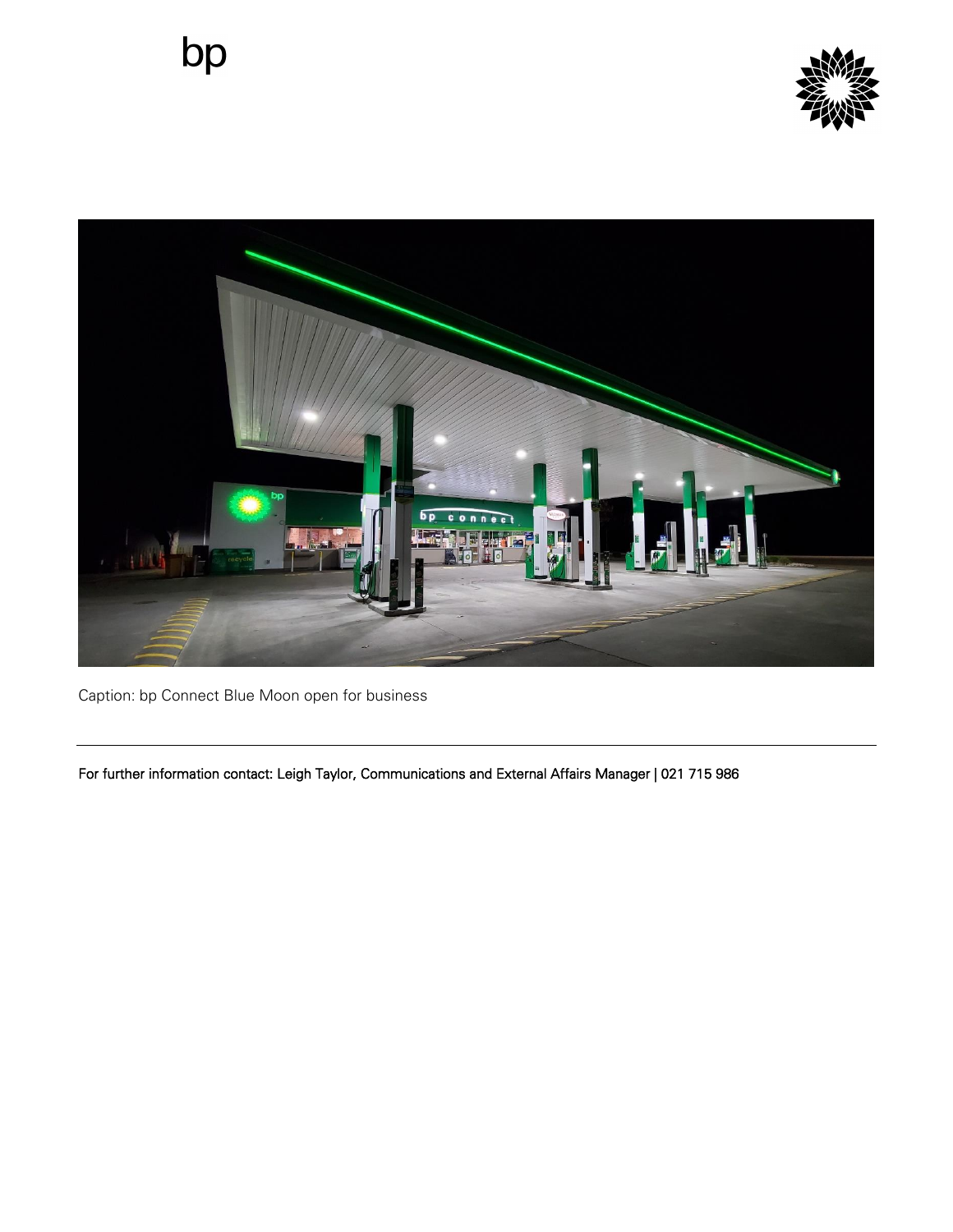Caption: bp Connect Blue Moon open for business

---

For further information contact: Leigh Taylor, Communications and External Affairs Manager | 021 715 986